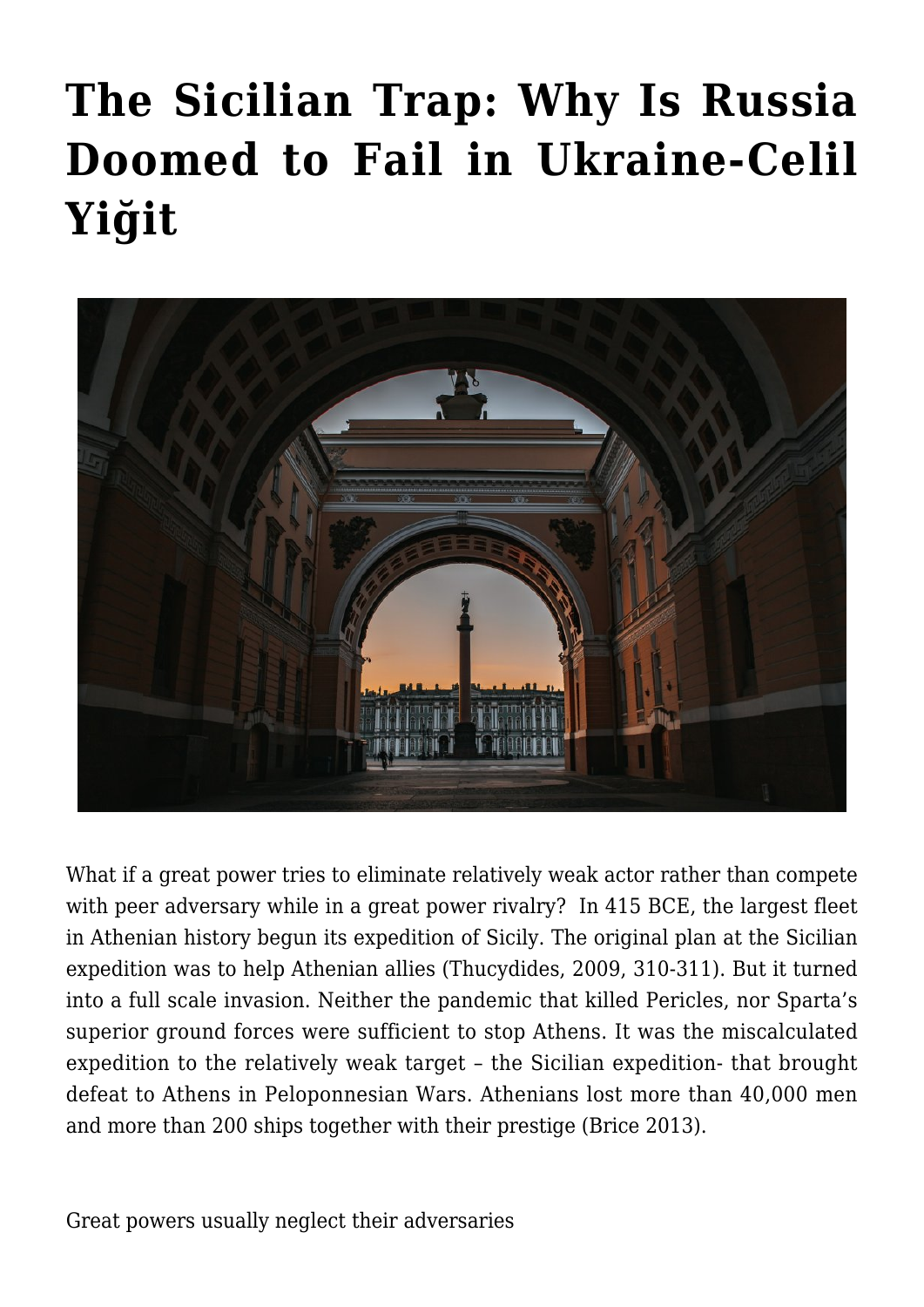# The Sicilian Trap: Why Is Russia Doomed to Fail in Ukraine-Celil Yiğit

What if a great power tries to eliminate relatively weak actor rather than compete with peer adversary while in a great power rivalry? In 415 BCE, the largest fleet in Athenian history begun its expedition of Sicily. The original plan at the Sicilian expedition was to help Athenian allies (Thucydides, 2009, 310-311). But it turned into a full scale invasion. Neither the pandemic that killed Pericles, nor Sparta's superior ground forces were sufficient to stop Athens. It was the miscalculated expedition to the relatively weak target – the Sicilian expedition- that brought defeat to Athens in Peloponnesian Wars. Athenians lost more than 40,000 men and more than 200 ships together with their prestige (Brice 2013).

Great powers usually neglect their adversaries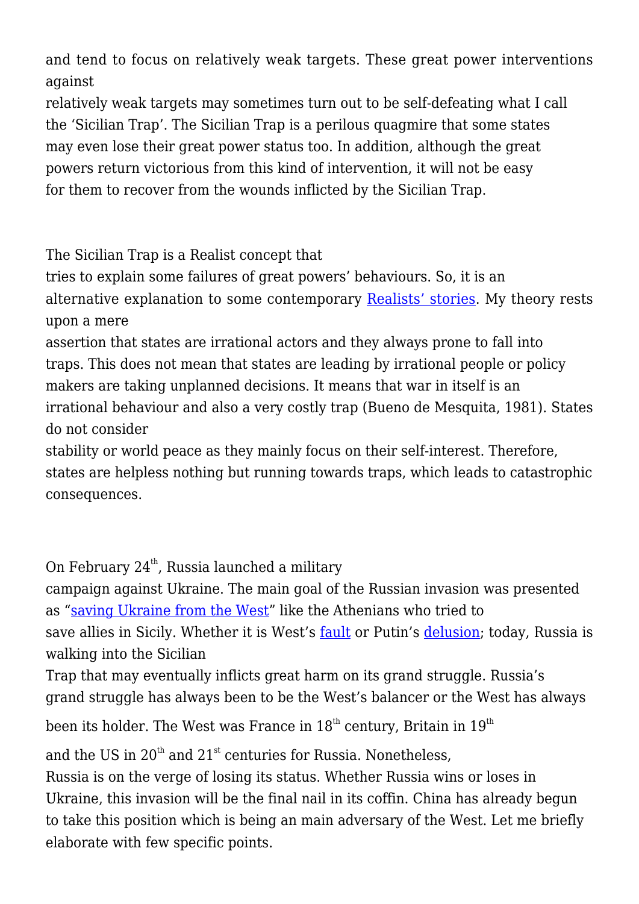and tend to focus on relatively weak targets. These great power interventions against relatively weak targets may sometimes turn out to be self-defeating what I call the 'Sicilian Trap'. The Sicilian Trap is a perilous quagmire that some states may even lose their great power status too. In addition, although the great powers return victorious from this kind of intervention, it will not be easy for them to recover from the wounds inflicted by the Sicilian Trap.

The Sicilian Trap is a Realist concept that tries to explain some failures of great powers' behaviours. So, it is an alternative explanation to some contemporary Realists' stories. My theory rests upon a mere assertion that states are irrational actors and they always prone to fall into traps. This does not mean that states are leading by irrational people or policy makers are taking unplanned decisions. It means that war in itself is an irrational behaviour and also a very costly trap (Bueno de Mesquita, 1981). States do not consider stability or world peace as they mainly focus on their self-interest. Therefore, states are helpless nothing but running towards traps, which leads to catastrophic consequences.

On February 24th, Russia launched a military campaign against Ukraine. The main goal of the Russian invasion was presented as "saving Ukraine from the West" like the Athenians who tried to save allies in Sicily. Whether it is West's fault or Putin's delusion; today, Russia is walking into the Sicilian Trap that may eventually inflicts great harm on its grand struggle. Russia's grand struggle has always been to be the West's balancer or the West has always been its holder. The West was France in 18th century, Britain in 19th and the US in 20th and 21st centuries for Russia. Nonetheless, Russia is on the verge of losing its status. Whether Russia wins or loses in Ukraine, this invasion will be the final nail in its coffin. China has already begun to take this position which is being an main adversary of the West. Let me briefly elaborate with few specific points.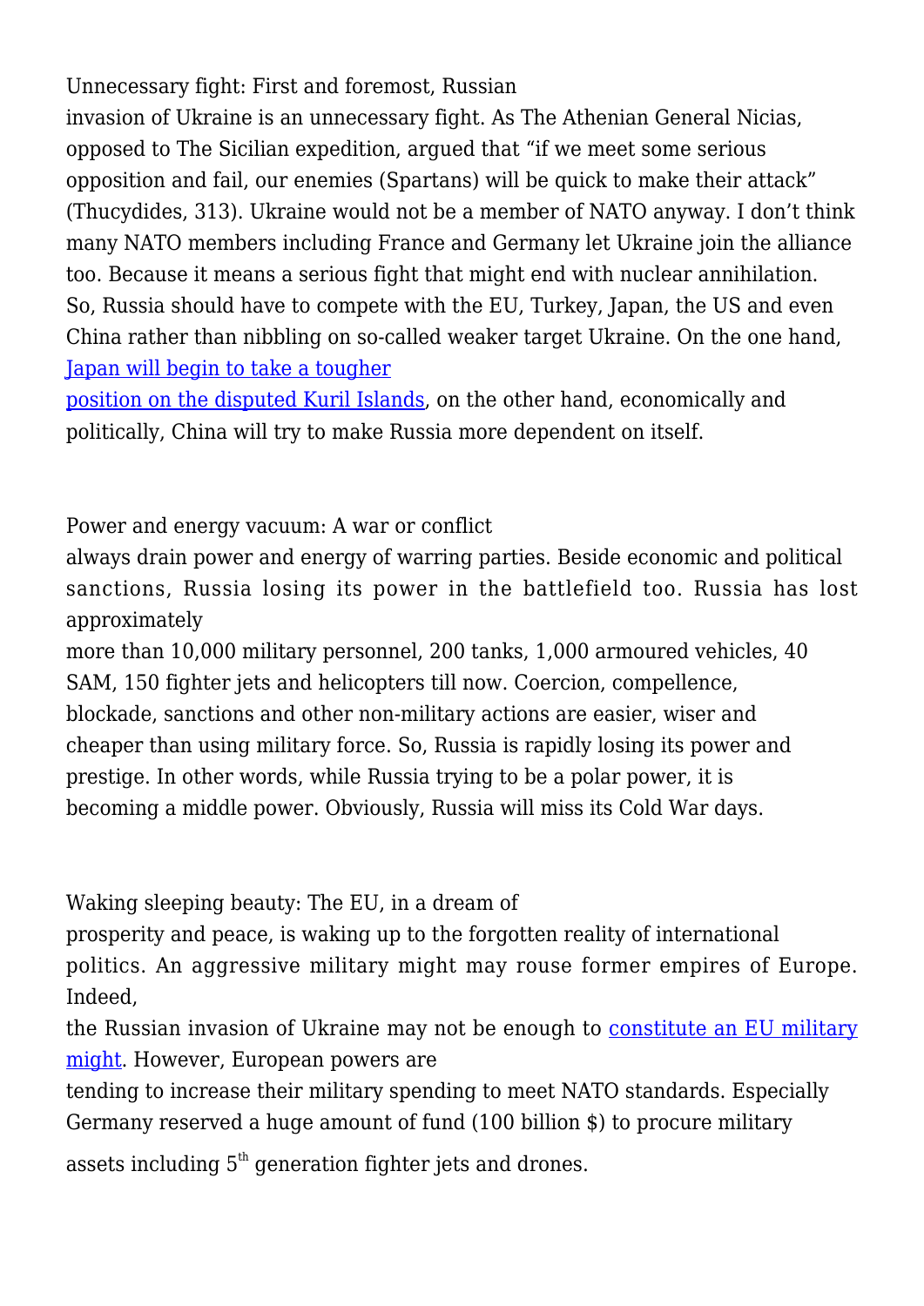Unnecessary fight: First and foremost, Russian invasion of Ukraine is an unnecessary fight. As The Athenian General Nicias, opposed to The Sicilian expedition, argued that “if we meet some serious opposition and fail, our enemies (Spartans) will be quick to make their attack” (Thucydides, 313). Ukraine would not be a member of NATO anyway. I don’t think many NATO members including France and Germany let Ukraine join the alliance too. Because it means a serious fight that might end with nuclear annihilation. So, Russia should have to compete with the EU, Turkey, Japan, the US and even China rather than nibbling on so-called weaker target Ukraine. On the one hand, Japan will begin to take a tougher position on the disputed Kuril Islands, on the other hand, economically and politically, China will try to make Russia more dependent on itself.

Power and energy vacuum: A war or conflict always drain power and energy of warring parties. Beside economic and political sanctions, Russia losing its power in the battlefield too. Russia has lost approximately more than 10,000 military personnel, 200 tanks, 1,000 armoured vehicles, 40 SAM, 150 fighter jets and helicopters till now. Coercion, compellence, blockade, sanctions and other non-military actions are easier, wiser and cheaper than using military force. So, Russia is rapidly losing its power and prestige. In other words, while Russia trying to be a polar power, it is becoming a middle power. Obviously, Russia will miss its Cold War days.

Waking sleeping beauty: The EU, in a dream of prosperity and peace, is waking up to the forgotten reality of international politics. An aggressive military might may rouse former empires of Europe. Indeed, the Russian invasion of Ukraine may not be enough to constitute an EU military might. However, European powers are tending to increase their military spending to meet NATO standards. Especially Germany reserved a huge amount of fund (100 billion $) to procure military assets including 5th generation fighter jets and drones.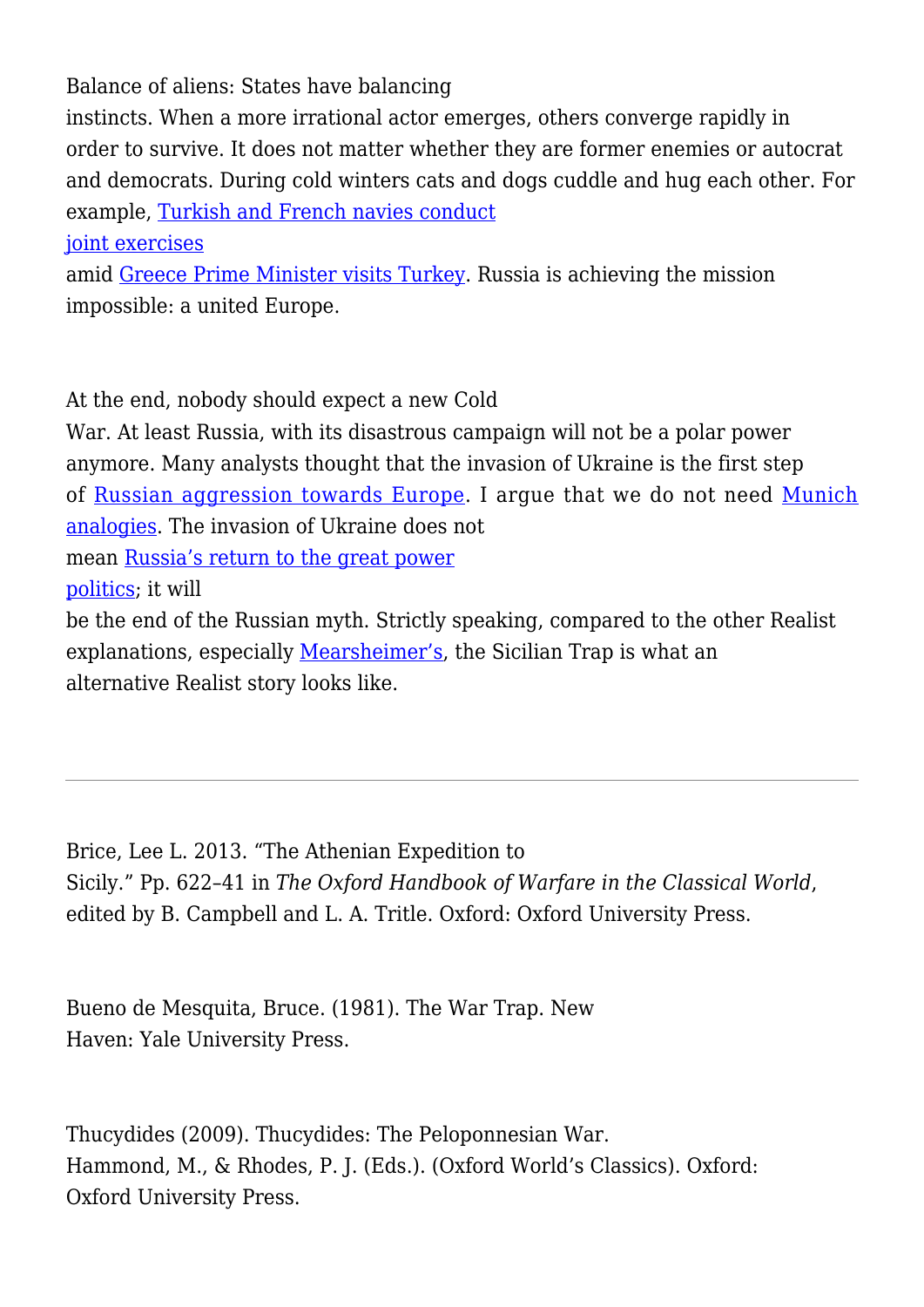Balance of aliens: States have balancing instincts. When a more irrational actor emerges, others converge rapidly in order to survive. It does not matter whether they are former enemies or autocrat and democrats. During cold winters cats and dogs cuddle and hug each other. For example, Turkish and French navies conduct joint exercises amid Greece Prime Minister visits Turkey. Russia is achieving the mission impossible: a united Europe.

At the end, nobody should expect a new Cold War. At least Russia, with its disastrous campaign will not be a polar power anymore. Many analysts thought that the invasion of Ukraine is the first step of Russian aggression towards Europe. I argue that we do not need Munich analogies. The invasion of Ukraine does not mean Russia's return to the great power politics; it will be the end of the Russian myth. Strictly speaking, compared to the other Realist explanations, especially Mearsheimer's, the Sicilian Trap is what an alternative Realist story looks like.

---

Brice, Lee L. 2013. "The Athenian Expedition to Sicily." Pp. 622–41 in *The Oxford Handbook of Warfare in the Classical World*, edited by B. Campbell and L. A. Tritle. Oxford: Oxford University Press.

Bueno de Mesquita, Bruce. (1981). The War Trap. New Haven: Yale University Press.

Thucydides (2009). Thucydides: The Peloponnesian War. Hammond, M., & Rhodes, P. J. (Eds.). (Oxford World's Classics). Oxford: Oxford University Press.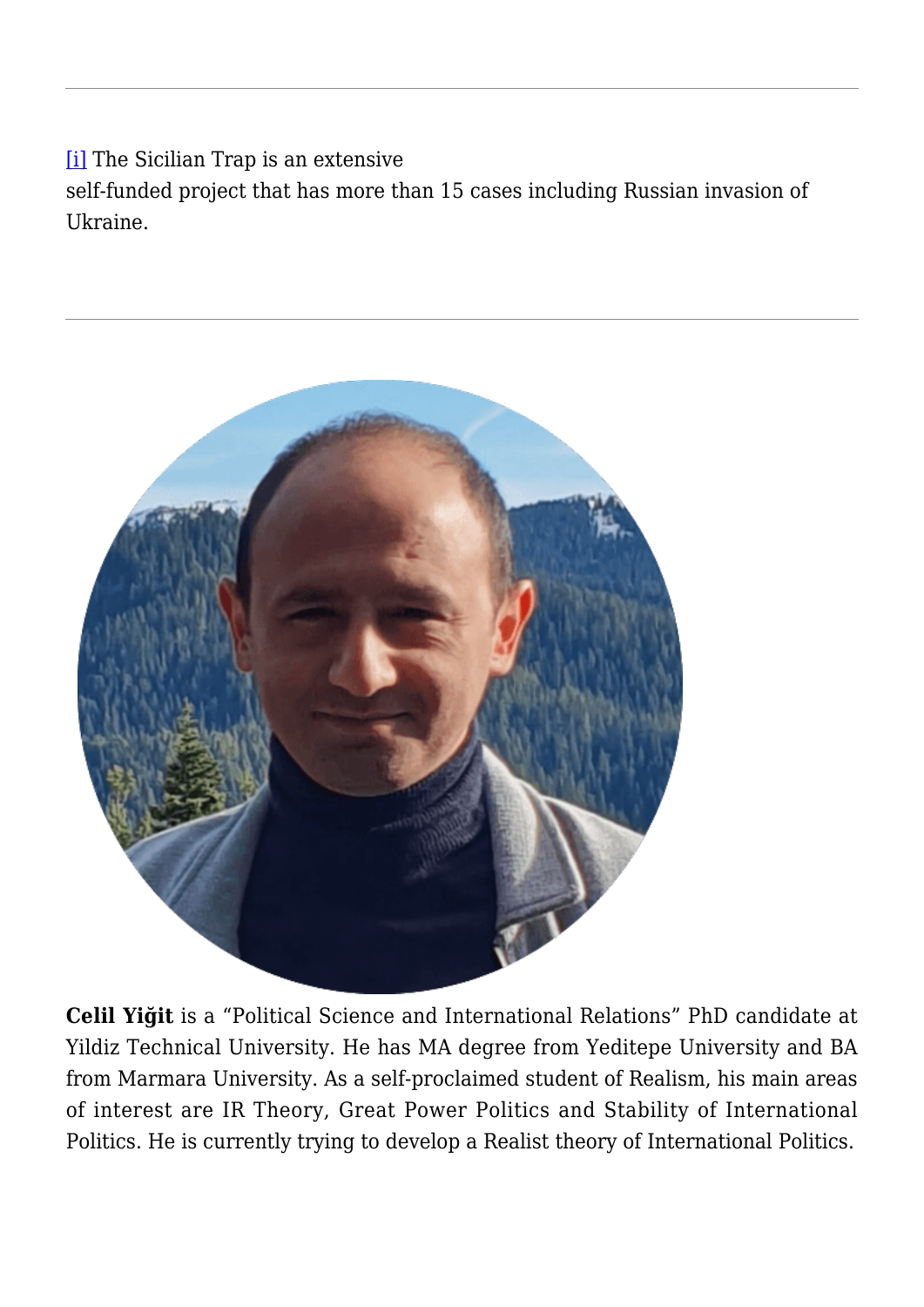---

[i] The Sicilian Trap is an extensive self-funded project that has more than 15 cases including Russian invasion of Ukraine.

---

**Celil Yiğit** is a "Political Science and International Relations" PhD candidate at Yildiz Technical University. He has MA degree from Yeditepe University and BA from Marmara University. As a self-proclaimed student of Realism, his main areas of interest are IR Theory, Great Power Politics and Stability of International Politics. He is currently trying to develop a Realist theory of International Politics.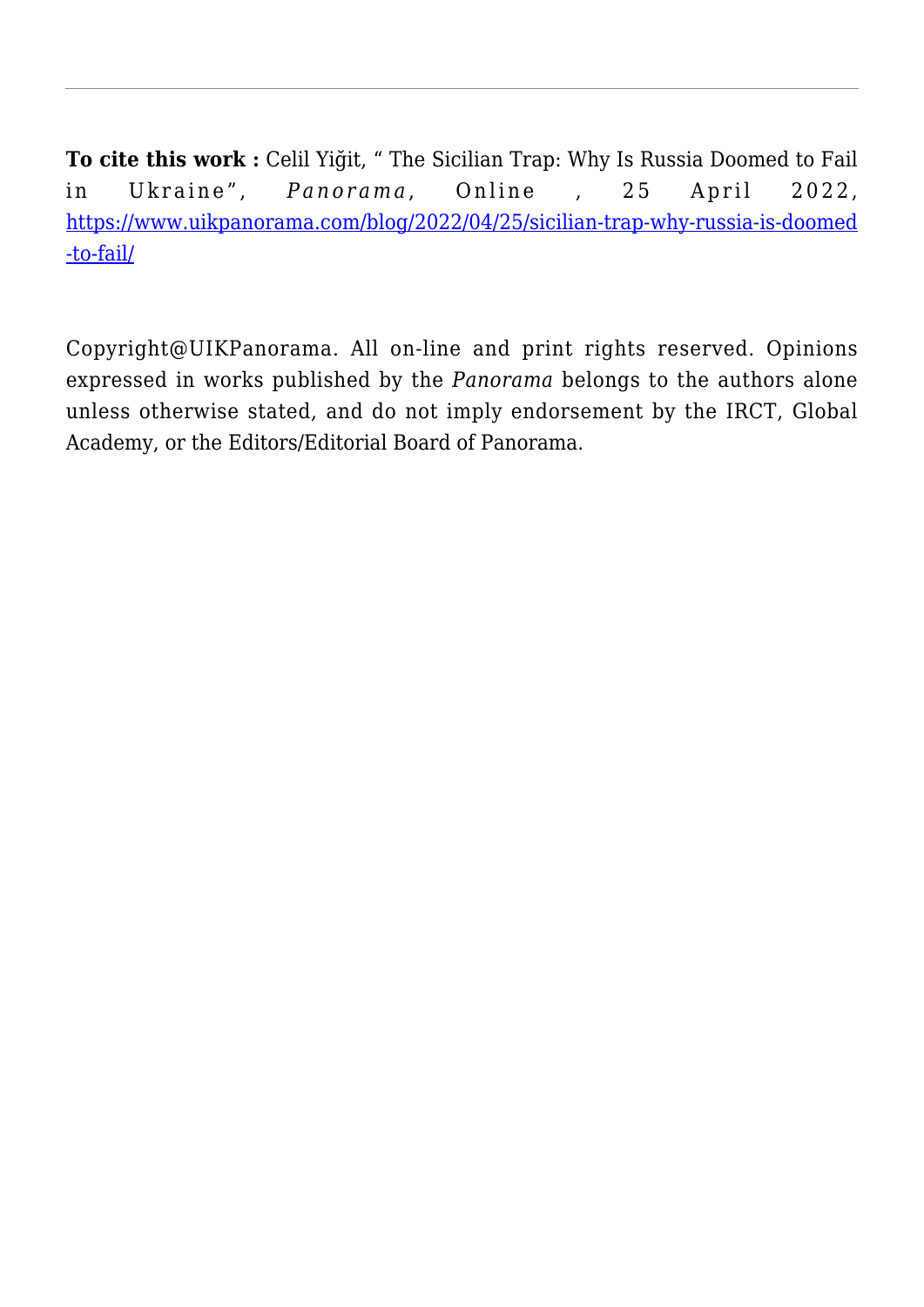---

**To cite this work :** Celil Yiğit, " The Sicilian Trap: Why Is Russia Doomed to Fail in Ukraine", *Panorama*, Online , 25 April 2022, [https://www.uikpanorama.com/blog/2022/04/25/sicilian-trap-why-russia-is-doomed-to-fail/](https://www.uikpanorama.com/blog/2022/04/25/sicilian-trap-why-russia-is-doomed-to-fail/)

Copyright@UIKPanorama. All on-line and print rights reserved. Opinions expressed in works published by the *Panorama* belongs to the authors alone unless otherwise stated, and do not imply endorsement by the IRCT, Global Academy, or the Editors/Editorial Board of Panorama.